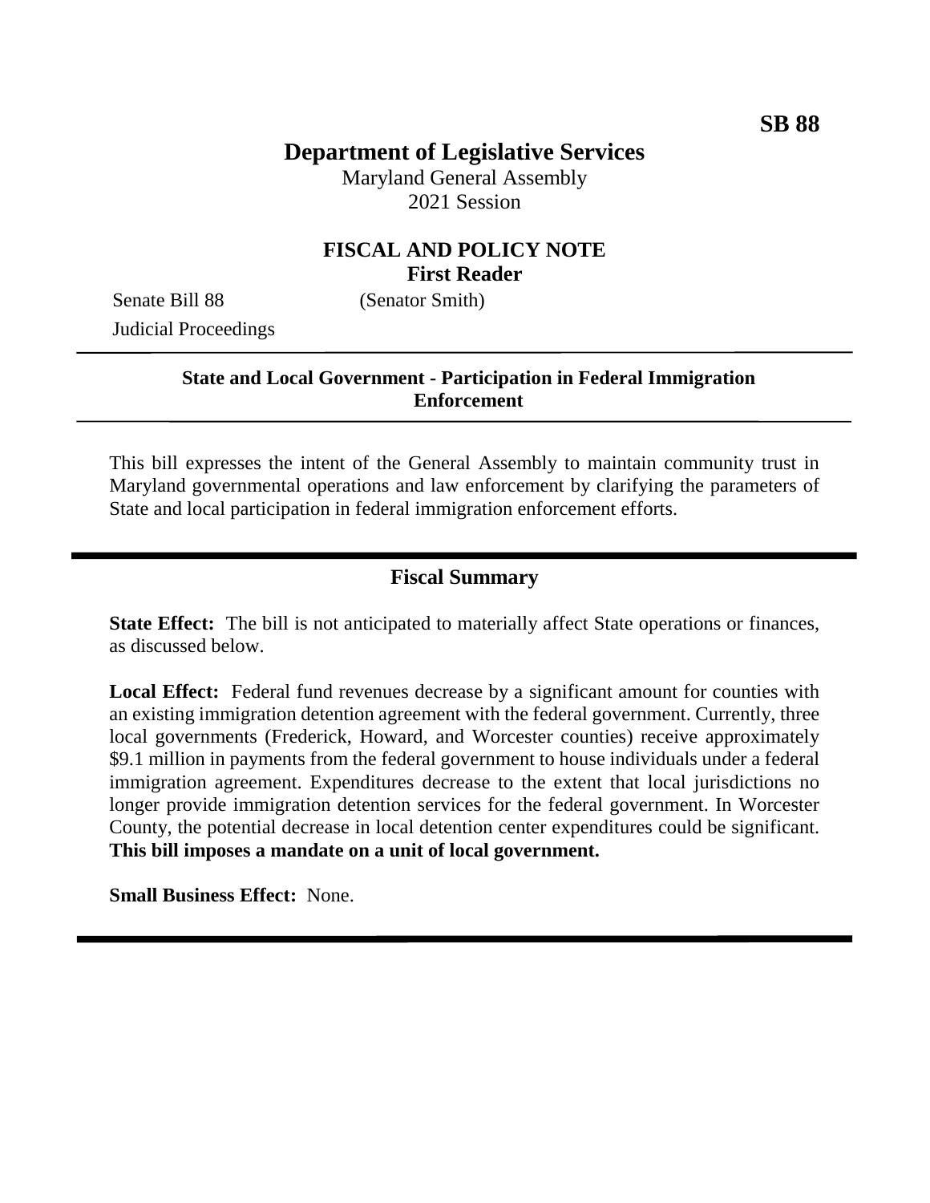**SB 88**

# Department of Legislative Services

Maryland General Assembly
2021 Session

## FISCAL AND POLICY NOTE
**First Reader**

Senate Bill 88 (Senator Smith)
Judicial Proceedings

---

**State and Local Government - Participation in Federal Immigration Enforcement**

---

This bill expresses the intent of the General Assembly to maintain community trust in Maryland governmental operations and law enforcement by clarifying the parameters of State and local participation in federal immigration enforcement efforts.

---

## Fiscal Summary

**State Effect:** The bill is not anticipated to materially affect State operations or finances, as discussed below.

**Local Effect:** Federal fund revenues decrease by a significant amount for counties with an existing immigration detention agreement with the federal government. Currently, three local governments (Frederick, Howard, and Worcester counties) receive approximately $9.1 million in payments from the federal government to house individuals under a federal immigration agreement. Expenditures decrease to the extent that local jurisdictions no longer provide immigration detention services for the federal government. In Worcester County, the potential decrease in local detention center expenditures could be significant. **This bill imposes a mandate on a unit of local government.**

**Small Business Effect:** None.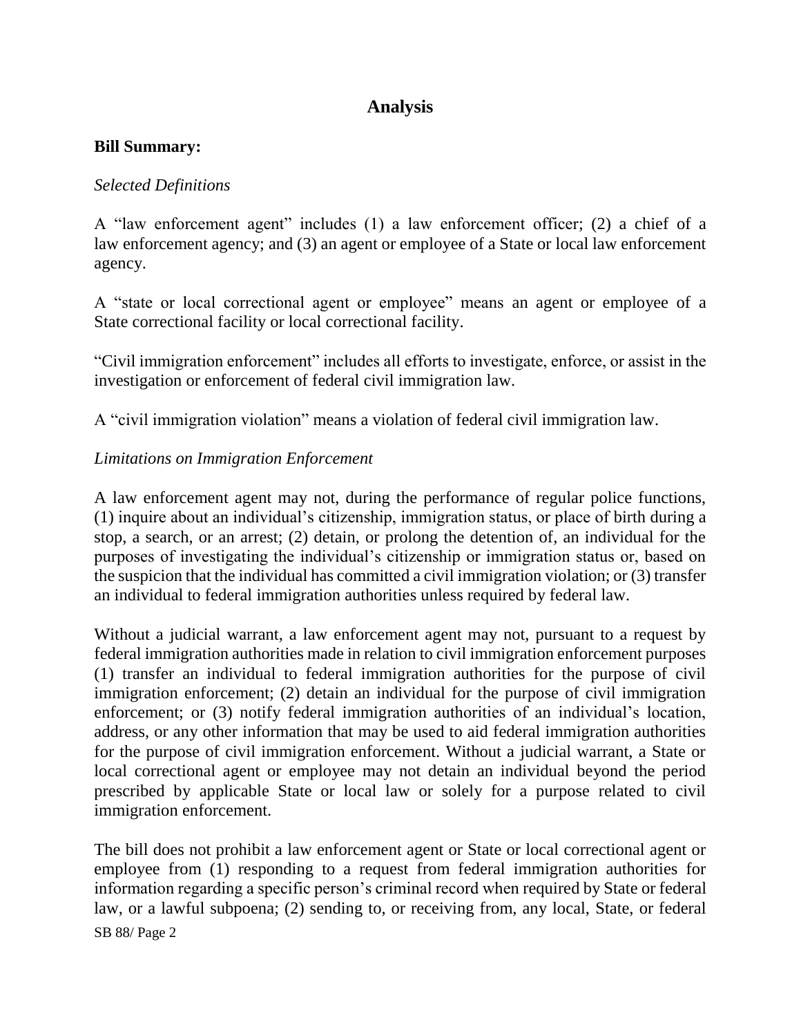## Analysis

**Bill Summary:**

*Selected Definitions*

A "law enforcement agent" includes (1) a law enforcement officer; (2) a chief of a law enforcement agency; and (3) an agent or employee of a State or local law enforcement agency.

A "state or local correctional agent or employee" means an agent or employee of a State correctional facility or local correctional facility.

"Civil immigration enforcement" includes all efforts to investigate, enforce, or assist in the investigation or enforcement of federal civil immigration law.

A "civil immigration violation" means a violation of federal civil immigration law.

*Limitations on Immigration Enforcement*

A law enforcement agent may not, during the performance of regular police functions, (1) inquire about an individual's citizenship, immigration status, or place of birth during a stop, a search, or an arrest; (2) detain, or prolong the detention of, an individual for the purposes of investigating the individual's citizenship or immigration status or, based on the suspicion that the individual has committed a civil immigration violation; or (3) transfer an individual to federal immigration authorities unless required by federal law.

Without a judicial warrant, a law enforcement agent may not, pursuant to a request by federal immigration authorities made in relation to civil immigration enforcement purposes (1) transfer an individual to federal immigration authorities for the purpose of civil immigration enforcement; (2) detain an individual for the purpose of civil immigration enforcement; or (3) notify federal immigration authorities of an individual's location, address, or any other information that may be used to aid federal immigration authorities for the purpose of civil immigration enforcement. Without a judicial warrant, a State or local correctional agent or employee may not detain an individual beyond the period prescribed by applicable State or local law or solely for a purpose related to civil immigration enforcement.

The bill does not prohibit a law enforcement agent or State or local correctional agent or employee from (1) responding to a request from federal immigration authorities for information regarding a specific person's criminal record when required by State or federal law, or a lawful subpoena; (2) sending to, or receiving from, any local, State, or federal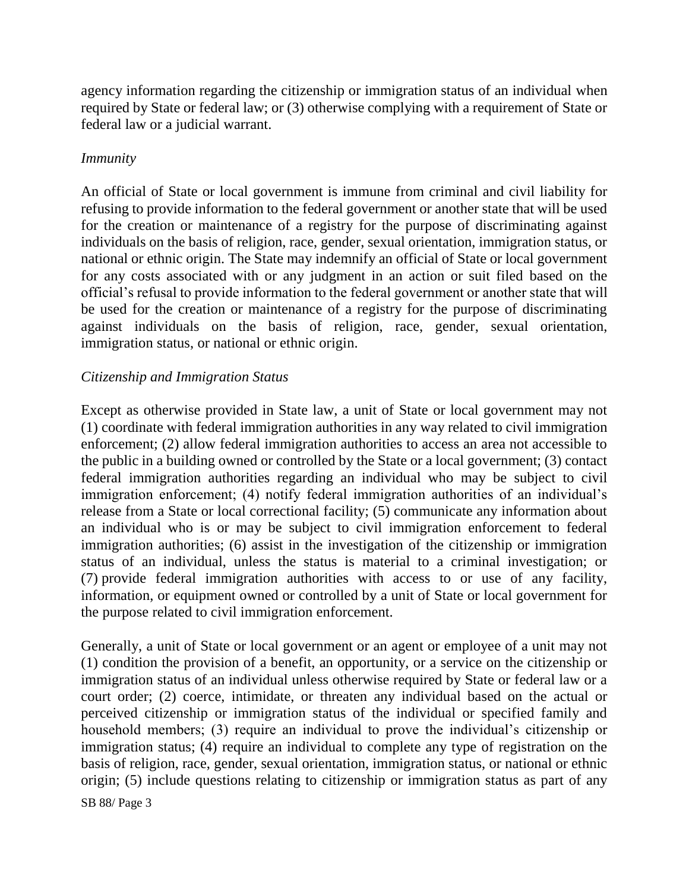agency information regarding the citizenship or immigration status of an individual when required by State or federal law; or (3) otherwise complying with a requirement of State or federal law or a judicial warrant.

*Immunity*

An official of State or local government is immune from criminal and civil liability for refusing to provide information to the federal government or another state that will be used for the creation or maintenance of a registry for the purpose of discriminating against individuals on the basis of religion, race, gender, sexual orientation, immigration status, or national or ethnic origin. The State may indemnify an official of State or local government for any costs associated with or any judgment in an action or suit filed based on the official's refusal to provide information to the federal government or another state that will be used for the creation or maintenance of a registry for the purpose of discriminating against individuals on the basis of religion, race, gender, sexual orientation, immigration status, or national or ethnic origin.

*Citizenship and Immigration Status*

Except as otherwise provided in State law, a unit of State or local government may not (1) coordinate with federal immigration authorities in any way related to civil immigration enforcement; (2) allow federal immigration authorities to access an area not accessible to the public in a building owned or controlled by the State or a local government; (3) contact federal immigration authorities regarding an individual who may be subject to civil immigration enforcement; (4) notify federal immigration authorities of an individual's release from a State or local correctional facility; (5) communicate any information about an individual who is or may be subject to civil immigration enforcement to federal immigration authorities; (6) assist in the investigation of the citizenship or immigration status of an individual, unless the status is material to a criminal investigation; or (7) provide federal immigration authorities with access to or use of any facility, information, or equipment owned or controlled by a unit of State or local government for the purpose related to civil immigration enforcement.

Generally, a unit of State or local government or an agent or employee of a unit may not (1) condition the provision of a benefit, an opportunity, or a service on the citizenship or immigration status of an individual unless otherwise required by State or federal law or a court order; (2) coerce, intimidate, or threaten any individual based on the actual or perceived citizenship or immigration status of the individual or specified family and household members; (3) require an individual to prove the individual's citizenship or immigration status; (4) require an individual to complete any type of registration on the basis of religion, race, gender, sexual orientation, immigration status, or national or ethnic origin; (5) include questions relating to citizenship or immigration status as part of any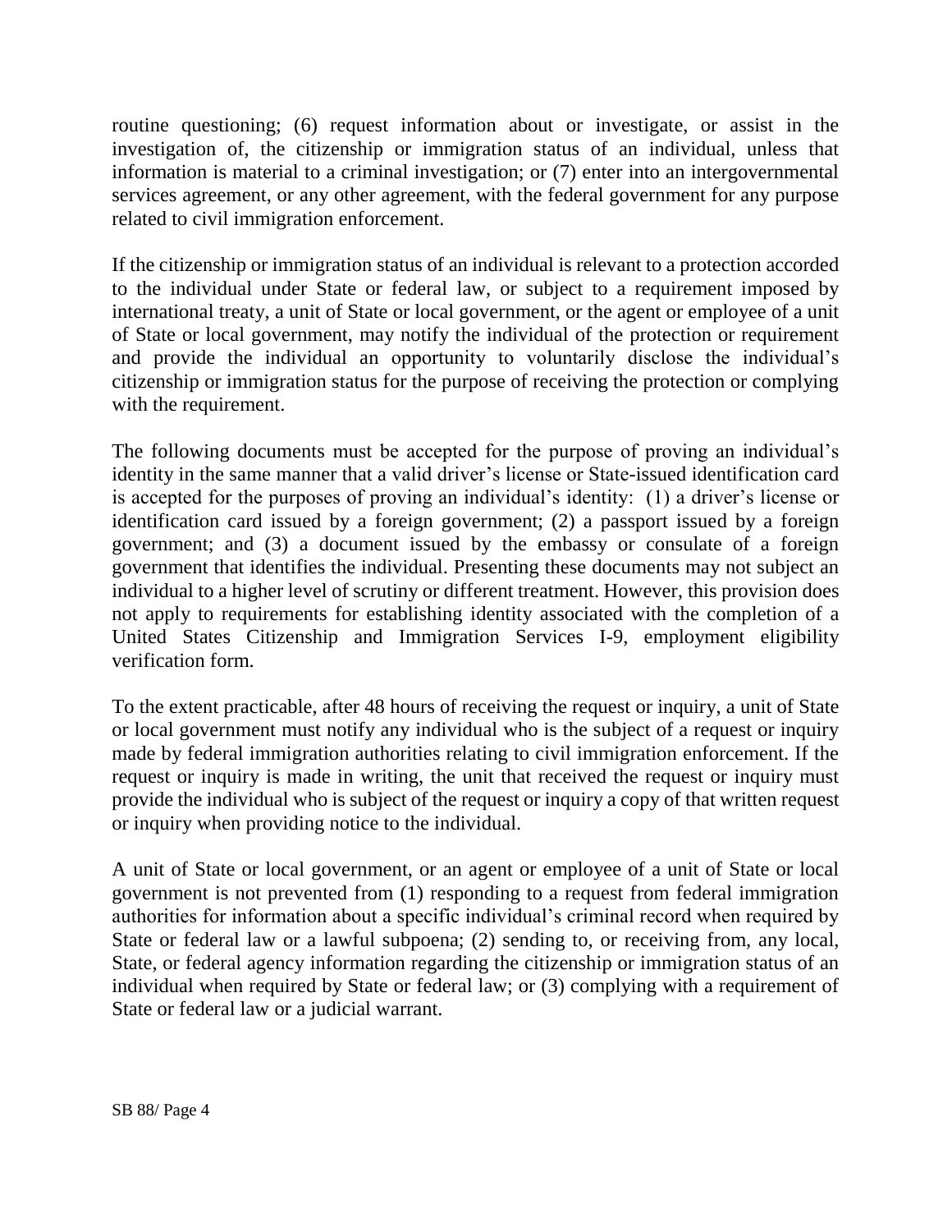routine questioning; (6) request information about or investigate, or assist in the investigation of, the citizenship or immigration status of an individual, unless that information is material to a criminal investigation; or (7) enter into an intergovernmental services agreement, or any other agreement, with the federal government for any purpose related to civil immigration enforcement.

If the citizenship or immigration status of an individual is relevant to a protection accorded to the individual under State or federal law, or subject to a requirement imposed by international treaty, a unit of State or local government, or the agent or employee of a unit of State or local government, may notify the individual of the protection or requirement and provide the individual an opportunity to voluntarily disclose the individual's citizenship or immigration status for the purpose of receiving the protection or complying with the requirement.

The following documents must be accepted for the purpose of proving an individual's identity in the same manner that a valid driver's license or State-issued identification card is accepted for the purposes of proving an individual's identity: (1) a driver's license or identification card issued by a foreign government; (2) a passport issued by a foreign government; and (3) a document issued by the embassy or consulate of a foreign government that identifies the individual. Presenting these documents may not subject an individual to a higher level of scrutiny or different treatment. However, this provision does not apply to requirements for establishing identity associated with the completion of a United States Citizenship and Immigration Services I-9, employment eligibility verification form.

To the extent practicable, after 48 hours of receiving the request or inquiry, a unit of State or local government must notify any individual who is the subject of a request or inquiry made by federal immigration authorities relating to civil immigration enforcement. If the request or inquiry is made in writing, the unit that received the request or inquiry must provide the individual who is subject of the request or inquiry a copy of that written request or inquiry when providing notice to the individual.

A unit of State or local government, or an agent or employee of a unit of State or local government is not prevented from (1) responding to a request from federal immigration authorities for information about a specific individual's criminal record when required by State or federal law or a lawful subpoena; (2) sending to, or receiving from, any local, State, or federal agency information regarding the citizenship or immigration status of an individual when required by State or federal law; or (3) complying with a requirement of State or federal law or a judicial warrant.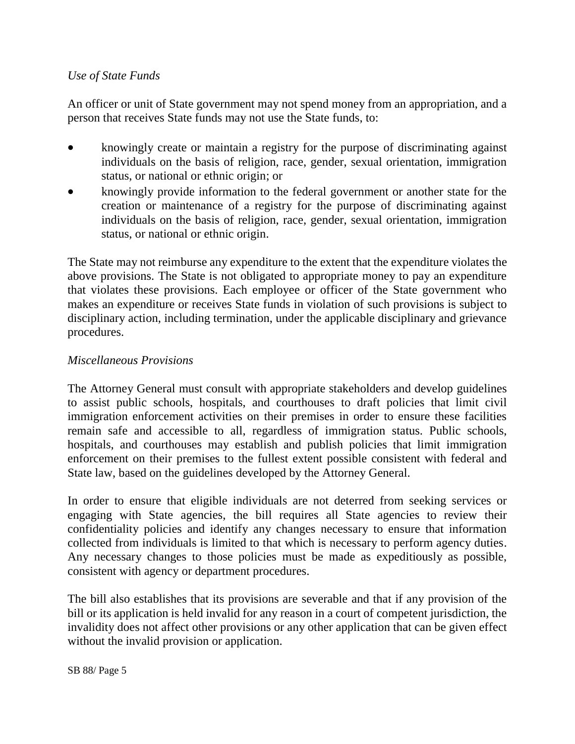*Use of State Funds*

An officer or unit of State government may not spend money from an appropriation, and a person that receives State funds may not use the State funds, to:

- knowingly create or maintain a registry for the purpose of discriminating against individuals on the basis of religion, race, gender, sexual orientation, immigration status, or national or ethnic origin; or
- knowingly provide information to the federal government or another state for the creation or maintenance of a registry for the purpose of discriminating against individuals on the basis of religion, race, gender, sexual orientation, immigration status, or national or ethnic origin.

The State may not reimburse any expenditure to the extent that the expenditure violates the above provisions. The State is not obligated to appropriate money to pay an expenditure that violates these provisions. Each employee or officer of the State government who makes an expenditure or receives State funds in violation of such provisions is subject to disciplinary action, including termination, under the applicable disciplinary and grievance procedures.

*Miscellaneous Provisions*

The Attorney General must consult with appropriate stakeholders and develop guidelines to assist public schools, hospitals, and courthouses to draft policies that limit civil immigration enforcement activities on their premises in order to ensure these facilities remain safe and accessible to all, regardless of immigration status. Public schools, hospitals, and courthouses may establish and publish policies that limit immigration enforcement on their premises to the fullest extent possible consistent with federal and State law, based on the guidelines developed by the Attorney General.

In order to ensure that eligible individuals are not deterred from seeking services or engaging with State agencies, the bill requires all State agencies to review their confidentiality policies and identify any changes necessary to ensure that information collected from individuals is limited to that which is necessary to perform agency duties. Any necessary changes to those policies must be made as expeditiously as possible, consistent with agency or department procedures.

The bill also establishes that its provisions are severable and that if any provision of the bill or its application is held invalid for any reason in a court of competent jurisdiction, the invalidity does not affect other provisions or any other application that can be given effect without the invalid provision or application.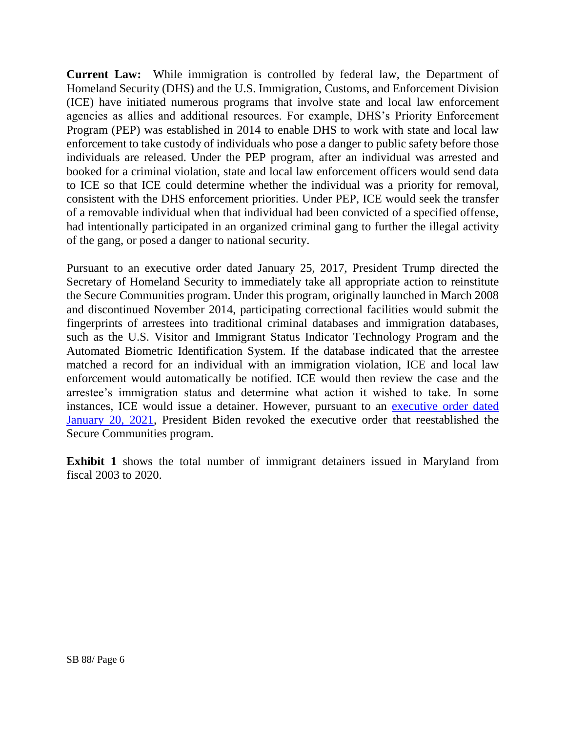**Current Law:** While immigration is controlled by federal law, the Department of Homeland Security (DHS) and the U.S. Immigration, Customs, and Enforcement Division (ICE) have initiated numerous programs that involve state and local law enforcement agencies as allies and additional resources. For example, DHS's Priority Enforcement Program (PEP) was established in 2014 to enable DHS to work with state and local law enforcement to take custody of individuals who pose a danger to public safety before those individuals are released. Under the PEP program, after an individual was arrested and booked for a criminal violation, state and local law enforcement officers would send data to ICE so that ICE could determine whether the individual was a priority for removal, consistent with the DHS enforcement priorities. Under PEP, ICE would seek the transfer of a removable individual when that individual had been convicted of a specified offense, had intentionally participated in an organized criminal gang to further the illegal activity of the gang, or posed a danger to national security.

Pursuant to an executive order dated January 25, 2017, President Trump directed the Secretary of Homeland Security to immediately take all appropriate action to reinstitute the Secure Communities program. Under this program, originally launched in March 2008 and discontinued November 2014, participating correctional facilities would submit the fingerprints of arrestees into traditional criminal databases and immigration databases, such as the U.S. Visitor and Immigrant Status Indicator Technology Program and the Automated Biometric Identification System. If the database indicated that the arrestee matched a record for an individual with an immigration violation, ICE and local law enforcement would automatically be notified. ICE would then review the case and the arrestee's immigration status and determine what action it wished to take. In some instances, ICE would issue a detainer. However, pursuant to an executive order dated January 20, 2021, President Biden revoked the executive order that reestablished the Secure Communities program.

**Exhibit 1** shows the total number of immigrant detainers issued in Maryland from fiscal 2003 to 2020.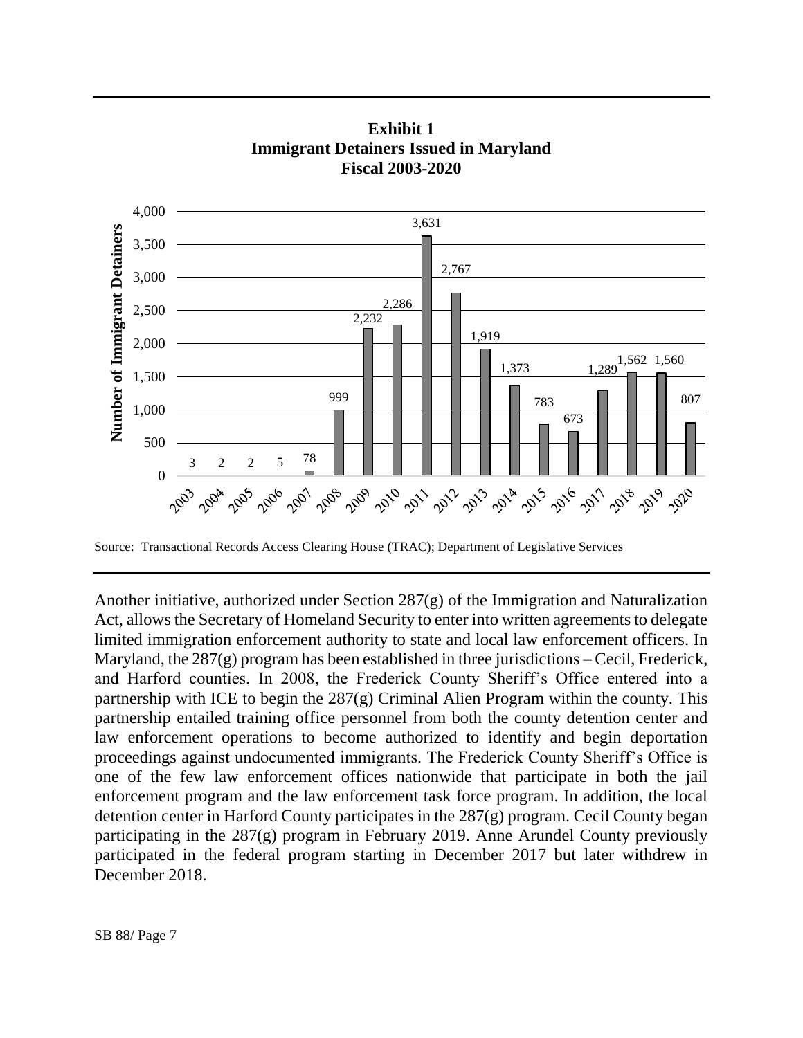**Exhibit 1**
**Immigrant Detainers Issued in Maryland**
**Fiscal 2003-2020**

Number of Immigrant Detainers

4,000
3,500
3,000
2,500
2,000
1,500
1,000
500
0

3 2 2 5 78 999 2,232 2,286 3,631 2,767 1,919 1,373 783 673 1,289 1,562 1,560 807

2003 2004 2005 2006 2007 2008 2009 2010 2011 2012 2013 2014 2015 2016 2017 2018 2019 2020

Source: Transactional Records Access Clearing House (TRAC); Department of Legislative Services

Another initiative, authorized under Section 287(g) of the Immigration and Naturalization Act, allows the Secretary of Homeland Security to enter into written agreements to delegate limited immigration enforcement authority to state and local law enforcement officers. In Maryland, the 287(g) program has been established in three jurisdictions – Cecil, Frederick, and Harford counties. In 2008, the Frederick County Sheriff's Office entered into a partnership with ICE to begin the 287(g) Criminal Alien Program within the county. This partnership entailed training office personnel from both the county detention center and law enforcement operations to become authorized to identify and begin deportation proceedings against undocumented immigrants. The Frederick County Sheriff's Office is one of the few law enforcement offices nationwide that participate in both the jail enforcement program and the law enforcement task force program. In addition, the local detention center in Harford County participates in the 287(g) program. Cecil County began participating in the 287(g) program in February 2019. Anne Arundel County previously participated in the federal program starting in December 2017 but later withdrew in December 2018.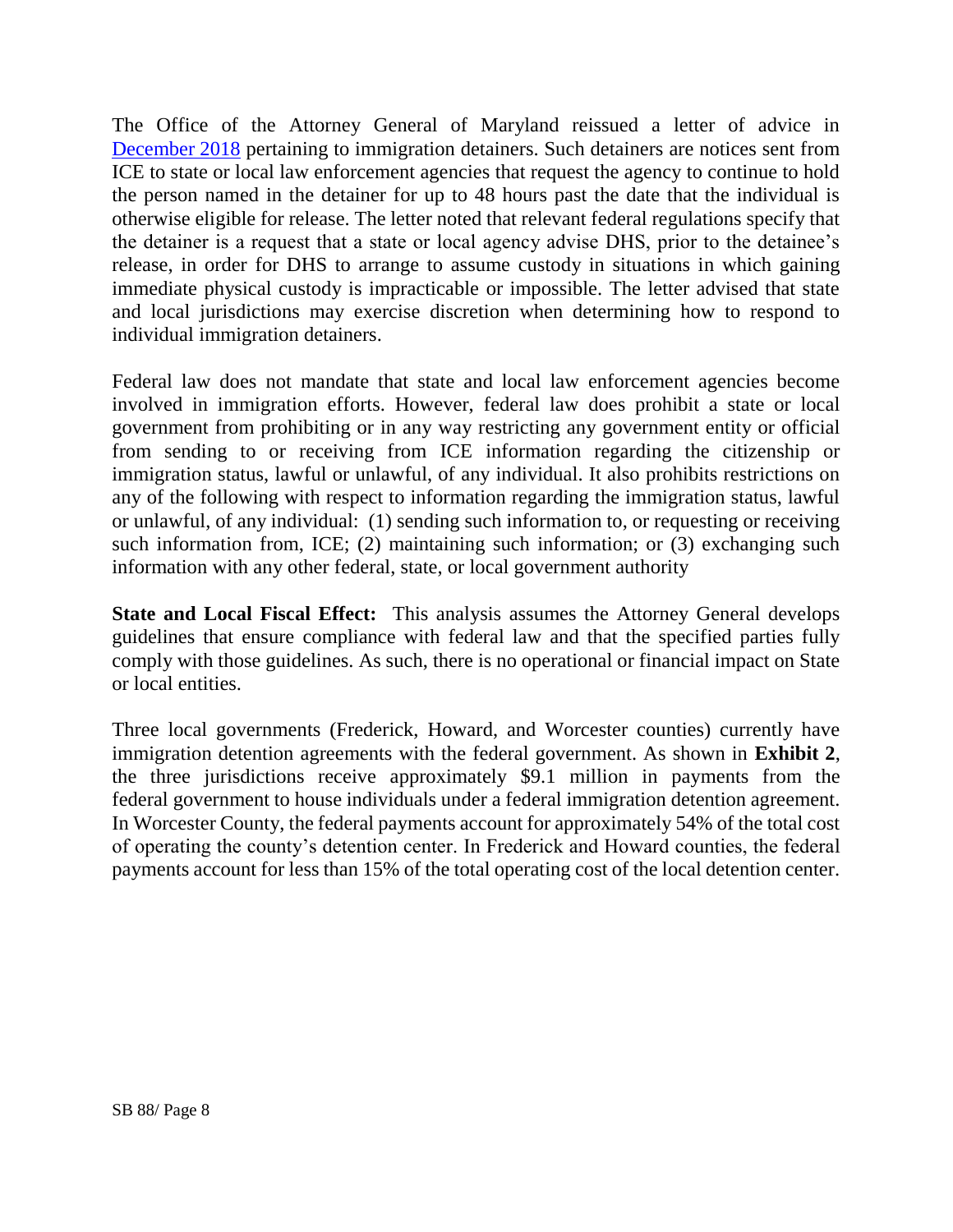The Office of the Attorney General of Maryland reissued a letter of advice in [December 2018](#) pertaining to immigration detainers. Such detainers are notices sent from ICE to state or local law enforcement agencies that request the agency to continue to hold the person named in the detainer for up to 48 hours past the date that the individual is otherwise eligible for release. The letter noted that relevant federal regulations specify that the detainer is a request that a state or local agency advise DHS, prior to the detainee's release, in order for DHS to arrange to assume custody in situations in which gaining immediate physical custody is impracticable or impossible. The letter advised that state and local jurisdictions may exercise discretion when determining how to respond to individual immigration detainers.

Federal law does not mandate that state and local law enforcement agencies become involved in immigration efforts. However, federal law does prohibit a state or local government from prohibiting or in any way restricting any government entity or official from sending to or receiving from ICE information regarding the citizenship or immigration status, lawful or unlawful, of any individual. It also prohibits restrictions on any of the following with respect to information regarding the immigration status, lawful or unlawful, of any individual: (1) sending such information to, or requesting or receiving such information from, ICE; (2) maintaining such information; or (3) exchanging such information with any other federal, state, or local government authority

**State and Local Fiscal Effect:** This analysis assumes the Attorney General develops guidelines that ensure compliance with federal law and that the specified parties fully comply with those guidelines. As such, there is no operational or financial impact on State or local entities.

Three local governments (Frederick, Howard, and Worcester counties) currently have immigration detention agreements with the federal government. As shown in **Exhibit 2**, the three jurisdictions receive approximately $9.1 million in payments from the federal government to house individuals under a federal immigration detention agreement. In Worcester County, the federal payments account for approximately 54% of the total cost of operating the county's detention center. In Frederick and Howard counties, the federal payments account for less than 15% of the total operating cost of the local detention center.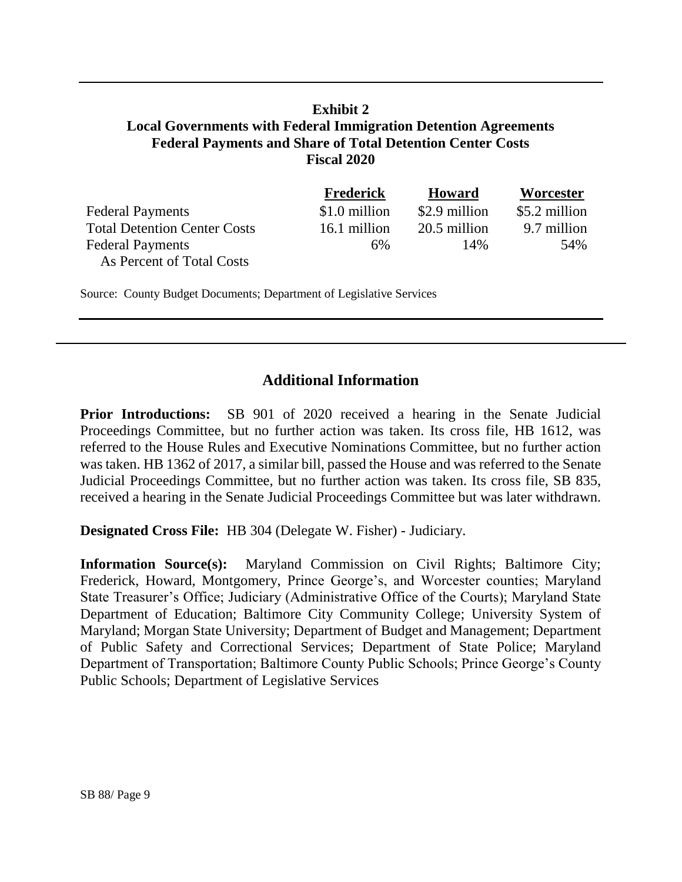**Exhibit 2**
**Local Governments with Federal Immigration Detention Agreements**
**Federal Payments and Share of Total Detention Center Costs**
**Fiscal 2020**

| | Frederick | Howard | Worcester |
|---|---|---|---|
| Federal Payments | $1.0 million | $2.9 million | $5.2 million |
| Total Detention Center Costs | 16.1 million | 20.5 million | 9.7 million |
| Federal Payments As Percent of Total Costs | 6% | 14% | 54% |

Source: County Budget Documents; Department of Legislative Services

## Additional Information

**Prior Introductions:** SB 901 of 2020 received a hearing in the Senate Judicial Proceedings Committee, but no further action was taken. Its cross file, HB 1612, was referred to the House Rules and Executive Nominations Committee, but no further action was taken. HB 1362 of 2017, a similar bill, passed the House and was referred to the Senate Judicial Proceedings Committee, but no further action was taken. Its cross file, SB 835, received a hearing in the Senate Judicial Proceedings Committee but was later withdrawn.

**Designated Cross File:** HB 304 (Delegate W. Fisher) - Judiciary.

**Information Source(s):** Maryland Commission on Civil Rights; Baltimore City; Frederick, Howard, Montgomery, Prince George's, and Worcester counties; Maryland State Treasurer's Office; Judiciary (Administrative Office of the Courts); Maryland State Department of Education; Baltimore City Community College; University System of Maryland; Morgan State University; Department of Budget and Management; Department of Public Safety and Correctional Services; Department of State Police; Maryland Department of Transportation; Baltimore County Public Schools; Prince George's County Public Schools; Department of Legislative Services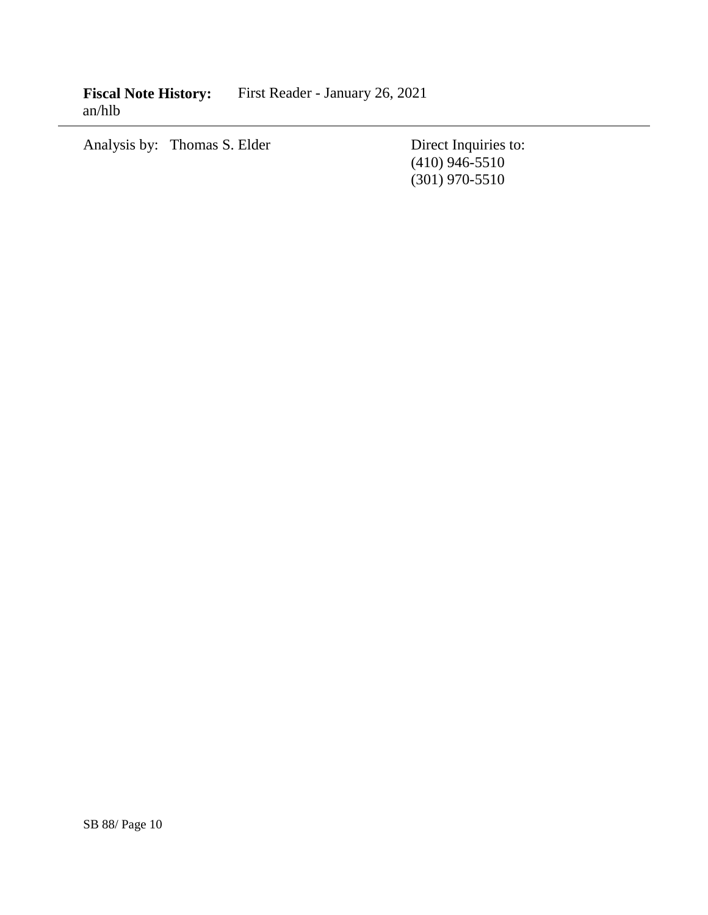**Fiscal Note History:** First Reader - January 26, 2021
an/hlb

---

Analysis by: Thomas S. Elder

Direct Inquiries to:
(410) 946-5510
(301) 970-5510